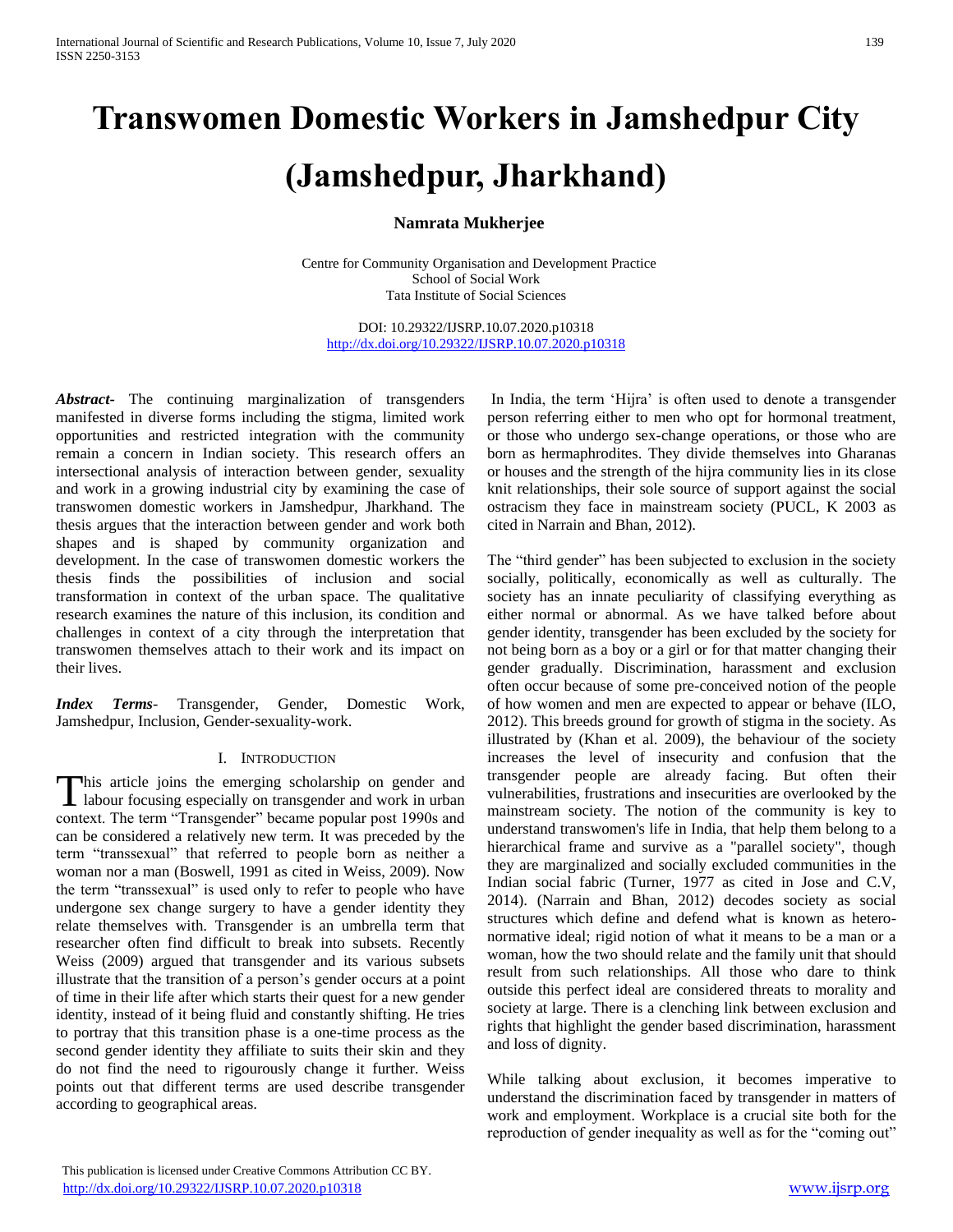# Transwomen Domestic Workers in Jamshedpur City (Jamshedpur, Jharkhand)

**Namrata Mukherjee**

Centre for Community Organisation and Development Practice
School of Social Work
Tata Institute of Social Sciences

DOI: 10.29322/IJSRP.10.07.2020.p10318
http://dx.doi.org/10.29322/IJSRP.10.07.2020.p10318

***Abstract***- The continuing marginalization of transgenders manifested in diverse forms including the stigma, limited work opportunities and restricted integration with the community remain a concern in Indian society. This research offers an intersectional analysis of interaction between gender, sexuality and work in a growing industrial city by examining the case of transwomen domestic workers in Jamshedpur, Jharkhand. The thesis argues that the interaction between gender and work both shapes and is shaped by community organization and development. In the case of transwomen domestic workers the thesis finds the possibilities of inclusion and social transformation in context of the urban space. The qualitative research examines the nature of this inclusion, its condition and challenges in context of a city through the interpretation that transwomen themselves attach to their work and its impact on their lives.

***Index Terms***- Transgender, Gender, Domestic Work, Jamshedpur, Inclusion, Gender-sexuality-work.

## I. Introduction

This article joins the emerging scholarship on gender and labour focusing especially on transgender and work in urban context. The term "Transgender" became popular post 1990s and can be considered a relatively new term. It was preceded by the term "transsexual" that referred to people born as neither a woman nor a man (Boswell, 1991 as cited in Weiss, 2009). Now the term "transsexual" is used only to refer to people who have undergone sex change surgery to have a gender identity they relate themselves with. Transgender is an umbrella term that researcher often find difficult to break into subsets. Recently Weiss (2009) argued that transgender and its various subsets illustrate that the transition of a person's gender occurs at a point of time in their life after which starts their quest for a new gender identity, instead of it being fluid and constantly shifting. He tries to portray that this transition phase is a one-time process as the second gender identity they affiliate to suits their skin and they do not find the need to rigourously change it further. Weiss points out that different terms are used describe transgender according to geographical areas.

In India, the term 'Hijra' is often used to denote a transgender person referring either to men who opt for hormonal treatment, or those who undergo sex-change operations, or those who are born as hermaphrodites. They divide themselves into Gharanas or houses and the strength of the hijra community lies in its close knit relationships, their sole source of support against the social ostracism they face in mainstream society (PUCL, K 2003 as cited in Narrain and Bhan, 2012).

The "third gender" has been subjected to exclusion in the society socially, politically, economically as well as culturally. The society has an innate peculiarity of classifying everything as either normal or abnormal. As we have talked before about gender identity, transgender has been excluded by the society for not being born as a boy or a girl or for that matter changing their gender gradually. Discrimination, harassment and exclusion often occur because of some pre-conceived notion of the people of how women and men are expected to appear or behave (ILO, 2012). This breeds ground for growth of stigma in the society. As illustrated by (Khan et al. 2009), the behaviour of the society increases the level of insecurity and confusion that the transgender people are already facing. But often their vulnerabilities, frustrations and insecurities are overlooked by the mainstream society. The notion of the community is key to understand transwomen's life in India, that help them belong to a hierarchical frame and survive as a "parallel society", though they are marginalized and socially excluded communities in the Indian social fabric (Turner, 1977 as cited in Jose and C.V, 2014). (Narrain and Bhan, 2012) decodes society as social structures which define and defend what is known as hetero-normative ideal; rigid notion of what it means to be a man or a woman, how the two should relate and the family unit that should result from such relationships. All those who dare to think outside this perfect ideal are considered threats to morality and society at large. There is a clenching link between exclusion and rights that highlight the gender based discrimination, harassment and loss of dignity.

While talking about exclusion, it becomes imperative to understand the discrimination faced by transgender in matters of work and employment. Workplace is a crucial site both for the reproduction of gender inequality as well as for the "coming out"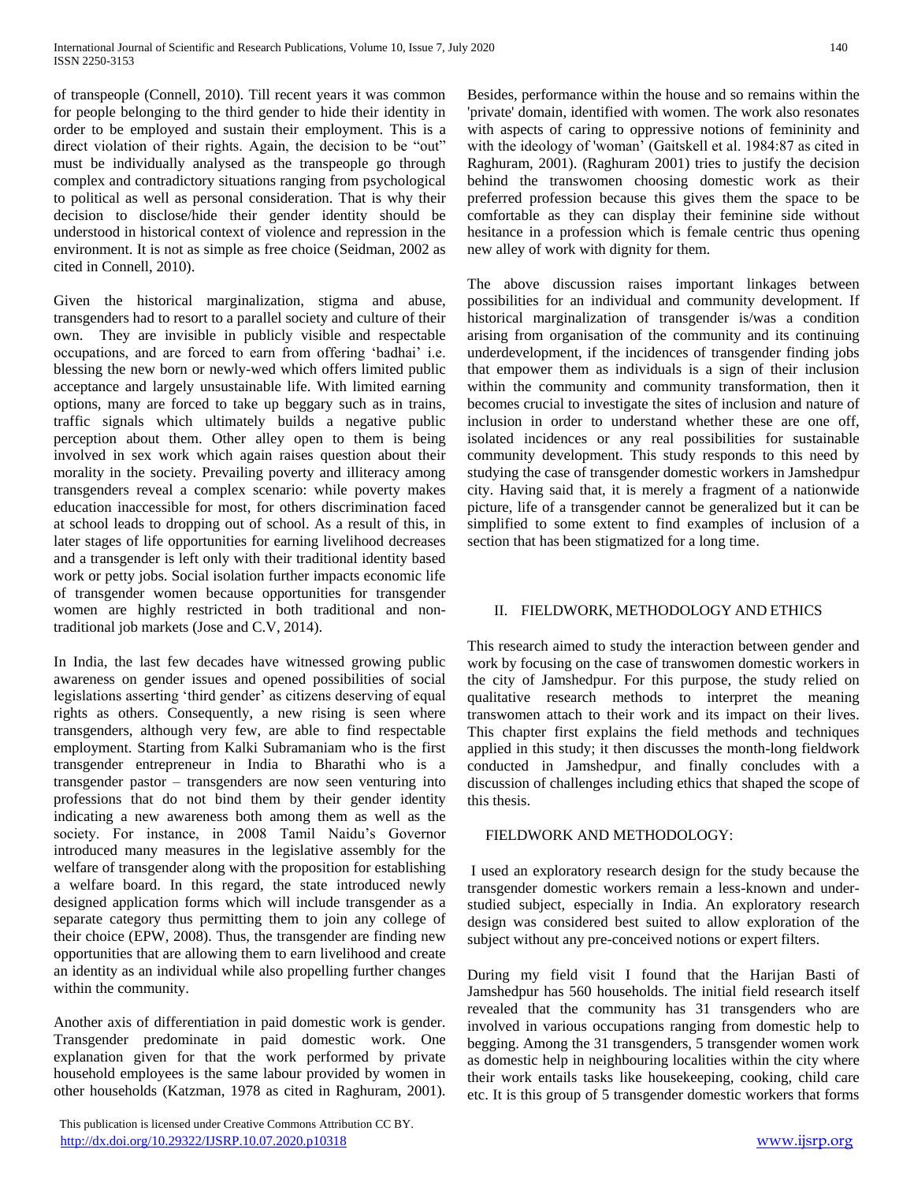of transpeople (Connell, 2010). Till recent years it was common for people belonging to the third gender to hide their identity in order to be employed and sustain their employment. This is a direct violation of their rights. Again, the decision to be "out" must be individually analysed as the transpeople go through complex and contradictory situations ranging from psychological to political as well as personal consideration. That is why their decision to disclose/hide their gender identity should be understood in historical context of violence and repression in the environment. It is not as simple as free choice (Seidman, 2002 as cited in Connell, 2010).

Given the historical marginalization, stigma and abuse, transgenders had to resort to a parallel society and culture of their own. They are invisible in publicly visible and respectable occupations, and are forced to earn from offering 'badhai' i.e. blessing the new born or newly-wed which offers limited public acceptance and largely unsustainable life. With limited earning options, many are forced to take up beggary such as in trains, traffic signals which ultimately builds a negative public perception about them. Other alley open to them is being involved in sex work which again raises question about their morality in the society. Prevailing poverty and illiteracy among transgenders reveal a complex scenario: while poverty makes education inaccessible for most, for others discrimination faced at school leads to dropping out of school. As a result of this, in later stages of life opportunities for earning livelihood decreases and a transgender is left only with their traditional identity based work or petty jobs. Social isolation further impacts economic life of transgender women because opportunities for transgender women are highly restricted in both traditional and non-traditional job markets (Jose and C.V, 2014).

In India, the last few decades have witnessed growing public awareness on gender issues and opened possibilities of social legislations asserting 'third gender' as citizens deserving of equal rights as others. Consequently, a new rising is seen where transgenders, although very few, are able to find respectable employment. Starting from Kalki Subramaniam who is the first transgender entrepreneur in India to Bharathi who is a transgender pastor – transgenders are now seen venturing into professions that do not bind them by their gender identity indicating a new awareness both among them as well as the society. For instance, in 2008 Tamil Naidu's Governor introduced many measures in the legislative assembly for the welfare of transgender along with the proposition for establishing a welfare board. In this regard, the state introduced newly designed application forms which will include transgender as a separate category thus permitting them to join any college of their choice (EPW, 2008). Thus, the transgender are finding new opportunities that are allowing them to earn livelihood and create an identity as an individual while also propelling further changes within the community.

Another axis of differentiation in paid domestic work is gender. Transgender predominate in paid domestic work. One explanation given for that the work performed by private household employees is the same labour provided by women in other households (Katzman, 1978 as cited in Raghuram, 2001). Besides, performance within the house and so remains within the 'private' domain, identified with women. The work also resonates with aspects of caring to oppressive notions of femininity and with the ideology of 'woman' (Gaitskell et al. 1984:87 as cited in Raghuram, 2001). (Raghuram 2001) tries to justify the decision behind the transwomen choosing domestic work as their preferred profession because this gives them the space to be comfortable as they can display their feminine side without hesitance in a profession which is female centric thus opening new alley of work with dignity for them.

The above discussion raises important linkages between possibilities for an individual and community development. If historical marginalization of transgender is/was a condition arising from organisation of the community and its continuing underdevelopment, if the incidences of transgender finding jobs that empower them as individuals is a sign of their inclusion within the community and community transformation, then it becomes crucial to investigate the sites of inclusion and nature of inclusion in order to understand whether these are one off, isolated incidences or any real possibilities for sustainable community development. This study responds to this need by studying the case of transgender domestic workers in Jamshedpur city. Having said that, it is merely a fragment of a nationwide picture, life of a transgender cannot be generalized but it can be simplified to some extent to find examples of inclusion of a section that has been stigmatized for a long time.

## II. FIELDWORK, METHODOLOGY AND ETHICS

This research aimed to study the interaction between gender and work by focusing on the case of transwomen domestic workers in the city of Jamshedpur. For this purpose, the study relied on qualitative research methods to interpret the meaning transwomen attach to their work and its impact on their lives. This chapter first explains the field methods and techniques applied in this study; it then discusses the month-long fieldwork conducted in Jamshedpur, and finally concludes with a discussion of challenges including ethics that shaped the scope of this thesis.

### FIELDWORK AND METHODOLOGY:

I used an exploratory research design for the study because the transgender domestic workers remain a less-known and under-studied subject, especially in India. An exploratory research design was considered best suited to allow exploration of the subject without any pre-conceived notions or expert filters.

During my field visit I found that the Harijan Basti of Jamshedpur has 560 households. The initial field research itself revealed that the community has 31 transgenders who are involved in various occupations ranging from domestic help to begging. Among the 31 transgenders, 5 transgender women work as domestic help in neighbouring localities within the city where their work entails tasks like housekeeping, cooking, child care etc. It is this group of 5 transgender domestic workers that forms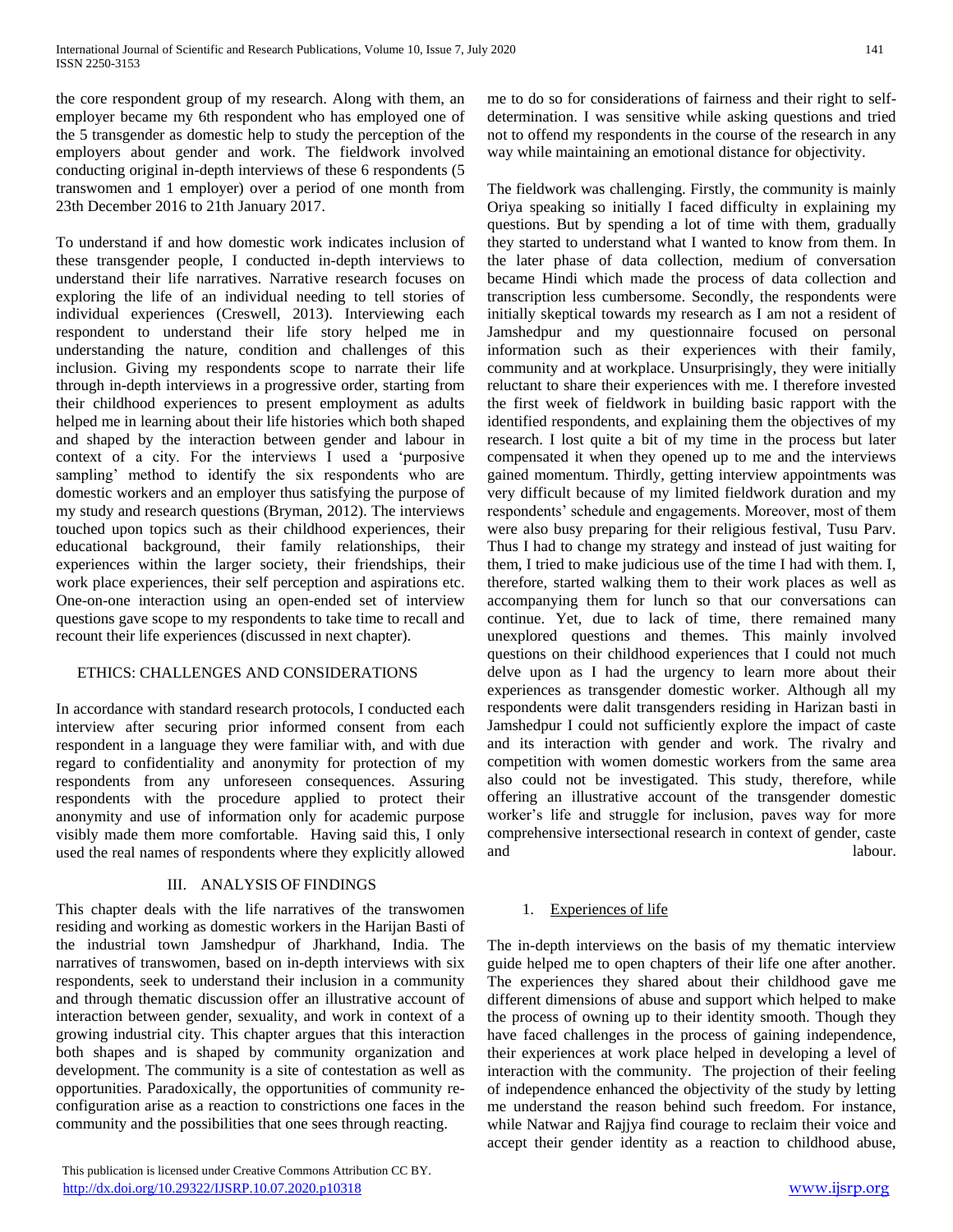the core respondent group of my research. Along with them, an employer became my 6th respondent who has employed one of the 5 transgender as domestic help to study the perception of the employers about gender and work. The fieldwork involved conducting original in-depth interviews of these 6 respondents (5 transwomen and 1 employer) over a period of one month from 23th December 2016 to 21th January 2017.

To understand if and how domestic work indicates inclusion of these transgender people, I conducted in-depth interviews to understand their life narratives. Narrative research focuses on exploring the life of an individual needing to tell stories of individual experiences (Creswell, 2013). Interviewing each respondent to understand their life story helped me in understanding the nature, condition and challenges of this inclusion. Giving my respondents scope to narrate their life through in-depth interviews in a progressive order, starting from their childhood experiences to present employment as adults helped me in learning about their life histories which both shaped and shaped by the interaction between gender and labour in context of a city. For the interviews I used a 'purposive sampling' method to identify the six respondents who are domestic workers and an employer thus satisfying the purpose of my study and research questions (Bryman, 2012). The interviews touched upon topics such as their childhood experiences, their educational background, their family relationships, their experiences within the larger society, their friendships, their work place experiences, their self perception and aspirations etc. One-on-one interaction using an open-ended set of interview questions gave scope to my respondents to take time to recall and recount their life experiences (discussed in next chapter).

## ETHICS: CHALLENGES AND CONSIDERATIONS

In accordance with standard research protocols, I conducted each interview after securing prior informed consent from each respondent in a language they were familiar with, and with due regard to confidentiality and anonymity for protection of my respondents from any unforeseen consequences. Assuring respondents with the procedure applied to protect their anonymity and use of information only for academic purpose visibly made them more comfortable. Having said this, I only used the real names of respondents where they explicitly allowed me to do so for considerations of fairness and their right to self-determination. I was sensitive while asking questions and tried not to offend my respondents in the course of the research in any way while maintaining an emotional distance for objectivity.

The fieldwork was challenging. Firstly, the community is mainly Oriya speaking so initially I faced difficulty in explaining my questions. But by spending a lot of time with them, gradually they started to understand what I wanted to know from them. In the later phase of data collection, medium of conversation became Hindi which made the process of data collection and transcription less cumbersome. Secondly, the respondents were initially skeptical towards my research as I am not a resident of Jamshedpur and my questionnaire focused on personal information such as their experiences with their family, community and at workplace. Unsurprisingly, they were initially reluctant to share their experiences with me. I therefore invested the first week of fieldwork in building basic rapport with the identified respondents, and explaining them the objectives of my research. I lost quite a bit of my time in the process but later compensated it when they opened up to me and the interviews gained momentum. Thirdly, getting interview appointments was very difficult because of my limited fieldwork duration and my respondents' schedule and engagements. Moreover, most of them were also busy preparing for their religious festival, Tusu Parv. Thus I had to change my strategy and instead of just waiting for them, I tried to make judicious use of the time I had with them. I, therefore, started walking them to their work places as well as accompanying them for lunch so that our conversations can continue. Yet, due to lack of time, there remained many unexplored questions and themes. This mainly involved questions on their childhood experiences that I could not much delve upon as I had the urgency to learn more about their experiences as transgender domestic worker. Although all my respondents were dalit transgenders residing in Harizan basti in Jamshedpur I could not sufficiently explore the impact of caste and its interaction with gender and work. The rivalry and competition with women domestic workers from the same area also could not be investigated. This study, therefore, while offering an illustrative account of the transgender domestic worker's life and struggle for inclusion, paves way for more comprehensive intersectional research in context of gender, caste and labour.

## III. ANALYSIS OF FINDINGS

This chapter deals with the life narratives of the transwomen residing and working as domestic workers in the Harijan Basti of the industrial town Jamshedpur of Jharkhand, India. The narratives of transwomen, based on in-depth interviews with six respondents, seek to understand their inclusion in a community and through thematic discussion offer an illustrative account of interaction between gender, sexuality, and work in context of a growing industrial city. This chapter argues that this interaction both shapes and is shaped by community organization and development. The community is a site of contestation as well as opportunities. Paradoxically, the opportunities of community re-configuration arise as a reaction to constrictions one faces in the community and the possibilities that one sees through reacting.

### 1. Experiences of life

The in-depth interviews on the basis of my thematic interview guide helped me to open chapters of their life one after another. The experiences they shared about their childhood gave me different dimensions of abuse and support which helped to make the process of owning up to their identity smooth. Though they have faced challenges in the process of gaining independence, their experiences at work place helped in developing a level of interaction with the community. The projection of their feeling of independence enhanced the objectivity of the study by letting me understand the reason behind such freedom. For instance, while Natwar and Rajjya find courage to reclaim their voice and accept their gender identity as a reaction to childhood abuse,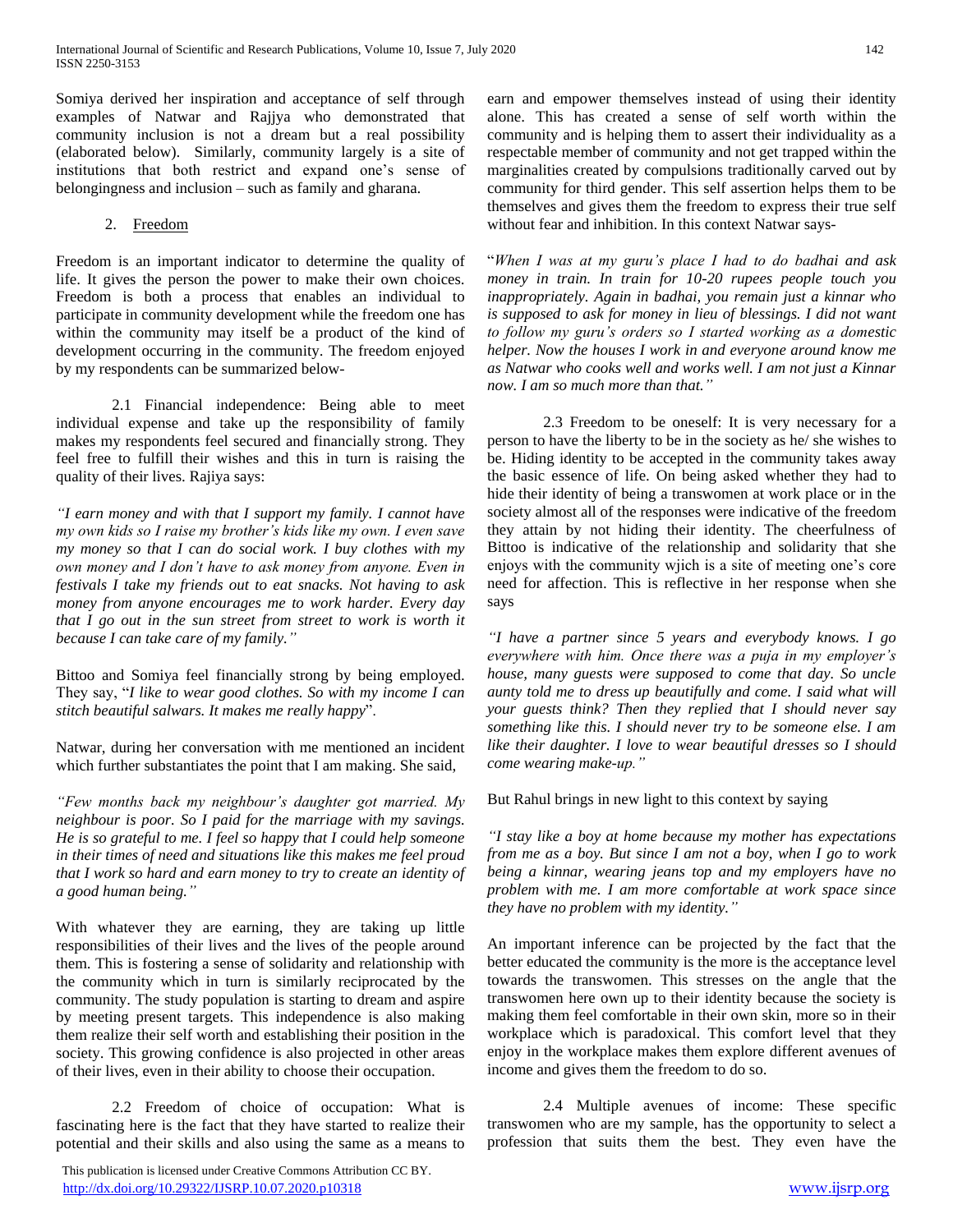Somiya derived her inspiration and acceptance of self through examples of Natwar and Rajjya who demonstrated that community inclusion is not a dream but a real possibility (elaborated below). Similarly, community largely is a site of institutions that both restrict and expand one's sense of belongingness and inclusion – such as family and gharana.

2. Freedom

Freedom is an important indicator to determine the quality of life. It gives the person the power to make their own choices. Freedom is both a process that enables an individual to participate in community development while the freedom one has within the community may itself be a product of the kind of development occurring in the community. The freedom enjoyed by my respondents can be summarized below-

2.1 Financial independence: Being able to meet individual expense and take up the responsibility of family makes my respondents feel secured and financially strong. They feel free to fulfill their wishes and this in turn is raising the quality of their lives. Rajiya says:

*"I earn money and with that I support my family. I cannot have my own kids so I raise my brother's kids like my own. I even save my money so that I can do social work. I buy clothes with my own money and I don't have to ask money from anyone. Even in festivals I take my friends out to eat snacks. Not having to ask money from anyone encourages me to work harder. Every day that I go out in the sun street from street to work is worth it because I can take care of my family."*

Bittoo and Somiya feel financially strong by being employed. They say, "*I like to wear good clothes. So with my income I can stitch beautiful salwars. It makes me really happy*".

Natwar, during her conversation with me mentioned an incident which further substantiates the point that I am making. She said,

*"Few months back my neighbour's daughter got married. My neighbour is poor. So I paid for the marriage with my savings. He is so grateful to me. I feel so happy that I could help someone in their times of need and situations like this makes me feel proud that I work so hard and earn money to try to create an identity of a good human being."*

With whatever they are earning, they are taking up little responsibilities of their lives and the lives of the people around them. This is fostering a sense of solidarity and relationship with the community which in turn is similarly reciprocated by the community. The study population is starting to dream and aspire by meeting present targets. This independence is also making them realize their self worth and establishing their position in the society. This growing confidence is also projected in other areas of their lives, even in their ability to choose their occupation.

2.2 Freedom of choice of occupation: What is fascinating here is the fact that they have started to realize their potential and their skills and also using the same as a means to earn and empower themselves instead of using their identity alone. This has created a sense of self worth within the community and is helping them to assert their individuality as a respectable member of community and not get trapped within the marginalities created by compulsions traditionally carved out by community for third gender. This self assertion helps them to be themselves and gives them the freedom to express their true self without fear and inhibition. In this context Natwar says-

"*When I was at my guru's place I had to do badhai and ask money in train. In train for 10-20 rupees people touch you inappropriately. Again in badhai, you remain just a kinnar who is supposed to ask for money in lieu of blessings. I did not want to follow my guru's orders so I started working as a domestic helper. Now the houses I work in and everyone around know me as Natwar who cooks well and works well. I am not just a Kinnar now. I am so much more than that."*

2.3 Freedom to be oneself: It is very necessary for a person to have the liberty to be in the society as he/ she wishes to be. Hiding identity to be accepted in the community takes away the basic essence of life. On being asked whether they had to hide their identity of being a transwomen at work place or in the society almost all of the responses were indicative of the freedom they attain by not hiding their identity. The cheerfulness of Bittoo is indicative of the relationship and solidarity that she enjoys with the community wjich is a site of meeting one's core need for affection. This is reflective in her response when she says

*"I have a partner since 5 years and everybody knows. I go everywhere with him. Once there was a puja in my employer's house, many guests were supposed to come that day. So uncle aunty told me to dress up beautifully and come. I said what will your guests think? Then they replied that I should never say something like this. I should never try to be someone else. I am like their daughter. I love to wear beautiful dresses so I should come wearing make-up."*

But Rahul brings in new light to this context by saying

*"I stay like a boy at home because my mother has expectations from me as a boy. But since I am not a boy, when I go to work being a kinnar, wearing jeans top and my employers have no problem with me. I am more comfortable at work space since they have no problem with my identity."*

An important inference can be projected by the fact that the better educated the community is the more is the acceptance level towards the transwomen. This stresses on the angle that the transwomen here own up to their identity because the society is making them feel comfortable in their own skin, more so in their workplace which is paradoxical. This comfort level that they enjoy in the workplace makes them explore different avenues of income and gives them the freedom to do so.

2.4 Multiple avenues of income: These specific transwomen who are my sample, has the opportunity to select a profession that suits them the best. They even have the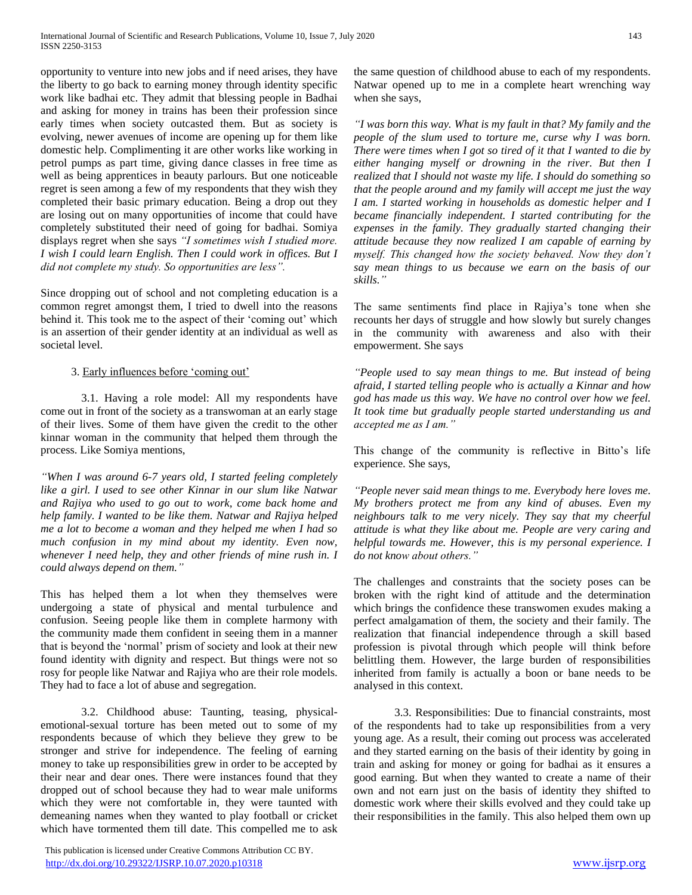opportunity to venture into new jobs and if need arises, they have the liberty to go back to earning money through identity specific work like badhai etc. They admit that blessing people in Badhai and asking for money in trains has been their profession since early times when society outcasted them. But as society is evolving, newer avenues of income are opening up for them like domestic help. Complimenting it are other works like working in petrol pumps as part time, giving dance classes in free time as well as being apprentices in beauty parlours. But one noticeable regret is seen among a few of my respondents that they wish they completed their basic primary education. Being a drop out they are losing out on many opportunities of income that could have completely substituted their need of going for badhai. Somiya displays regret when she says *"I sometimes wish I studied more. I wish I could learn English. Then I could work in offices. But I did not complete my study. So opportunities are less".*

Since dropping out of school and not completing education is a common regret amongst them, I tried to dwell into the reasons behind it. This took me to the aspect of their 'coming out' which is an assertion of their gender identity at an individual as well as societal level.

### 3. Early influences before 'coming out'

3.1. Having a role model: All my respondents have come out in front of the society as a transwoman at an early stage of their lives. Some of them have given the credit to the other kinnar woman in the community that helped them through the process. Like Somiya mentions,

*"When I was around 6-7 years old, I started feeling completely like a girl. I used to see other Kinnar in our slum like Natwar and Rajiya who used to go out to work, come back home and help family. I wanted to be like them. Natwar and Rajiya helped me a lot to become a woman and they helped me when I had so much confusion in my mind about my identity. Even now, whenever I need help, they and other friends of mine rush in. I could always depend on them."*

This has helped them a lot when they themselves were undergoing a state of physical and mental turbulence and confusion. Seeing people like them in complete harmony with the community made them confident in seeing them in a manner that is beyond the 'normal' prism of society and look at their new found identity with dignity and respect. But things were not so rosy for people like Natwar and Rajiya who are their role models. They had to face a lot of abuse and segregation.

3.2. Childhood abuse: Taunting, teasing, physical-emotional-sexual torture has been meted out to some of my respondents because of which they believe they grew to be stronger and strive for independence. The feeling of earning money to take up responsibilities grew in order to be accepted by their near and dear ones. There were instances found that they dropped out of school because they had to wear male uniforms which they were not comfortable in, they were taunted with demeaning names when they wanted to play football or cricket which have tormented them till date. This compelled me to ask the same question of childhood abuse to each of my respondents. Natwar opened up to me in a complete heart wrenching way when she says,

*"I was born this way. What is my fault in that? My family and the people of the slum used to torture me, curse why I was born. There were times when I got so tired of it that I wanted to die by either hanging myself or drowning in the river. But then I realized that I should not waste my life. I should do something so that the people around and my family will accept me just the way I am. I started working in households as domestic helper and I became financially independent. I started contributing for the expenses in the family. They gradually started changing their attitude because they now realized I am capable of earning by myself. This changed how the society behaved. Now they don't say mean things to us because we earn on the basis of our skills."*

The same sentiments find place in Rajiya's tone when she recounts her days of struggle and how slowly but surely changes in the community with awareness and also with their empowerment. She says

*"People used to say mean things to me. But instead of being afraid, I started telling people who is actually a Kinnar and how god has made us this way. We have no control over how we feel. It took time but gradually people started understanding us and accepted me as I am."*

This change of the community is reflective in Bitto's life experience. She says,

*"People never said mean things to me. Everybody here loves me. My brothers protect me from any kind of abuses. Even my neighbours talk to me very nicely. They say that my cheerful attitude is what they like about me. People are very caring and helpful towards me. However, this is my personal experience. I do not know about others."*

The challenges and constraints that the society poses can be broken with the right kind of attitude and the determination which brings the confidence these transwomen exudes making a perfect amalgamation of them, the society and their family. The realization that financial independence through a skill based profession is pivotal through which people will think before belittling them. However, the large burden of responsibilities inherited from family is actually a boon or bane needs to be analysed in this context.

3.3. Responsibilities: Due to financial constraints, most of the respondents had to take up responsibilities from a very young age. As a result, their coming out process was accelerated and they started earning on the basis of their identity by going in train and asking for money or going for badhai as it ensures a good earning. But when they wanted to create a name of their own and not earn just on the basis of identity they shifted to domestic work where their skills evolved and they could take up their responsibilities in the family. This also helped them own up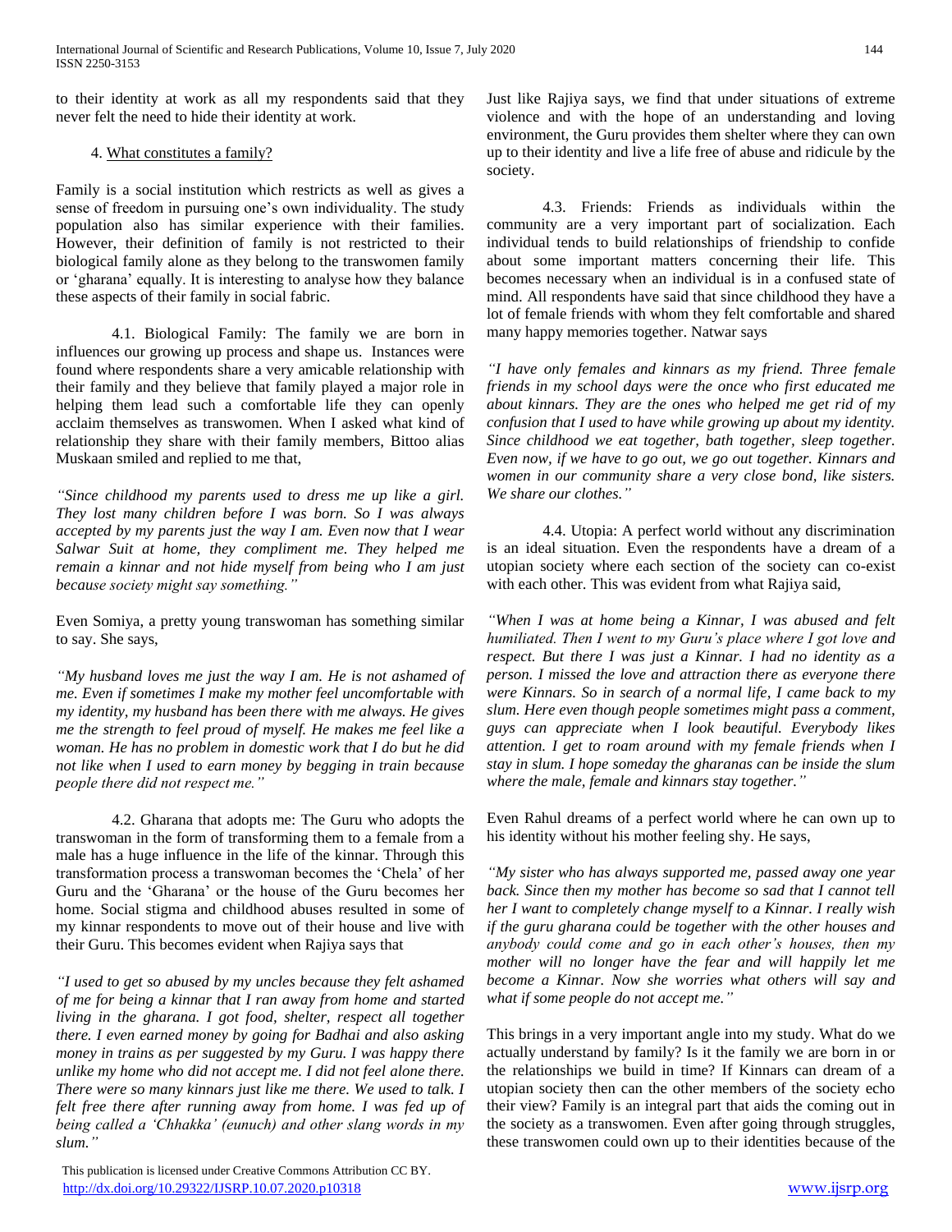to their identity at work as all my respondents said that they never felt the need to hide their identity at work.

## 4. What constitutes a family?

Family is a social institution which restricts as well as gives a sense of freedom in pursuing one's own individuality. The study population also has similar experience with their families. However, their definition of family is not restricted to their biological family alone as they belong to the transwomen family or 'gharana' equally. It is interesting to analyse how they balance these aspects of their family in social fabric.

4.1. Biological Family: The family we are born in influences our growing up process and shape us. Instances were found where respondents share a very amicable relationship with their family and they believe that family played a major role in helping them lead such a comfortable life they can openly acclaim themselves as transwomen. When I asked what kind of relationship they share with their family members, Bittoo alias Muskaan smiled and replied to me that,

*"Since childhood my parents used to dress me up like a girl. They lost many children before I was born. So I was always accepted by my parents just the way I am. Even now that I wear Salwar Suit at home, they compliment me. They helped me remain a kinnar and not hide myself from being who I am just because society might say something."*

Even Somiya, a pretty young transwoman has something similar to say. She says,

*"My husband loves me just the way I am. He is not ashamed of me. Even if sometimes I make my mother feel uncomfortable with my identity, my husband has been there with me always. He gives me the strength to feel proud of myself. He makes me feel like a woman. He has no problem in domestic work that I do but he did not like when I used to earn money by begging in train because people there did not respect me."*

4.2. Gharana that adopts me: The Guru who adopts the transwoman in the form of transforming them to a female from a male has a huge influence in the life of the kinnar. Through this transformation process a transwoman becomes the 'Chela' of her Guru and the 'Gharana' or the house of the Guru becomes her home. Social stigma and childhood abuses resulted in some of my kinnar respondents to move out of their house and live with their Guru. This becomes evident when Rajiya says that

*"I used to get so abused by my uncles because they felt ashamed of me for being a kinnar that I ran away from home and started living in the gharana. I got food, shelter, respect all together there. I even earned money by going for Badhai and also asking money in trains as per suggested by my Guru. I was happy there unlike my home who did not accept me. I did not feel alone there. There were so many kinnars just like me there. We used to talk. I felt free there after running away from home. I was fed up of being called a 'Chhakka' (eunuch) and other slang words in my slum."*

Just like Rajiya says, we find that under situations of extreme violence and with the hope of an understanding and loving environment, the Guru provides them shelter where they can own up to their identity and live a life free of abuse and ridicule by the society.

4.3. Friends: Friends as individuals within the community are a very important part of socialization. Each individual tends to build relationships of friendship to confide about some important matters concerning their life. This becomes necessary when an individual is in a confused state of mind. All respondents have said that since childhood they have a lot of female friends with whom they felt comfortable and shared many happy memories together. Natwar says

*"I have only females and kinnars as my friend. Three female friends in my school days were the once who first educated me about kinnars. They are the ones who helped me get rid of my confusion that I used to have while growing up about my identity. Since childhood we eat together, bath together, sleep together. Even now, if we have to go out, we go out together. Kinnars and women in our community share a very close bond, like sisters. We share our clothes."*

4.4. Utopia: A perfect world without any discrimination is an ideal situation. Even the respondents have a dream of a utopian society where each section of the society can co-exist with each other. This was evident from what Rajiya said,

*"When I was at home being a Kinnar, I was abused and felt humiliated. Then I went to my Guru's place where I got love and respect. But there I was just a Kinnar. I had no identity as a person. I missed the love and attraction there as everyone there were Kinnars. So in search of a normal life, I came back to my slum. Here even though people sometimes might pass a comment, guys can appreciate when I look beautiful. Everybody likes attention. I get to roam around with my female friends when I stay in slum. I hope someday the gharanas can be inside the slum where the male, female and kinnars stay together."*

Even Rahul dreams of a perfect world where he can own up to his identity without his mother feeling shy. He says,

*"My sister who has always supported me, passed away one year back. Since then my mother has become so sad that I cannot tell her I want to completely change myself to a Kinnar. I really wish if the guru gharana could be together with the other houses and anybody could come and go in each other's houses, then my mother will no longer have the fear and will happily let me become a Kinnar. Now she worries what others will say and what if some people do not accept me."*

This brings in a very important angle into my study. What do we actually understand by family? Is it the family we are born in or the relationships we build in time? If Kinnars can dream of a utopian society then can the other members of the society echo their view? Family is an integral part that aids the coming out in the society as a transwomen. Even after going through struggles, these transwomen could own up to their identities because of the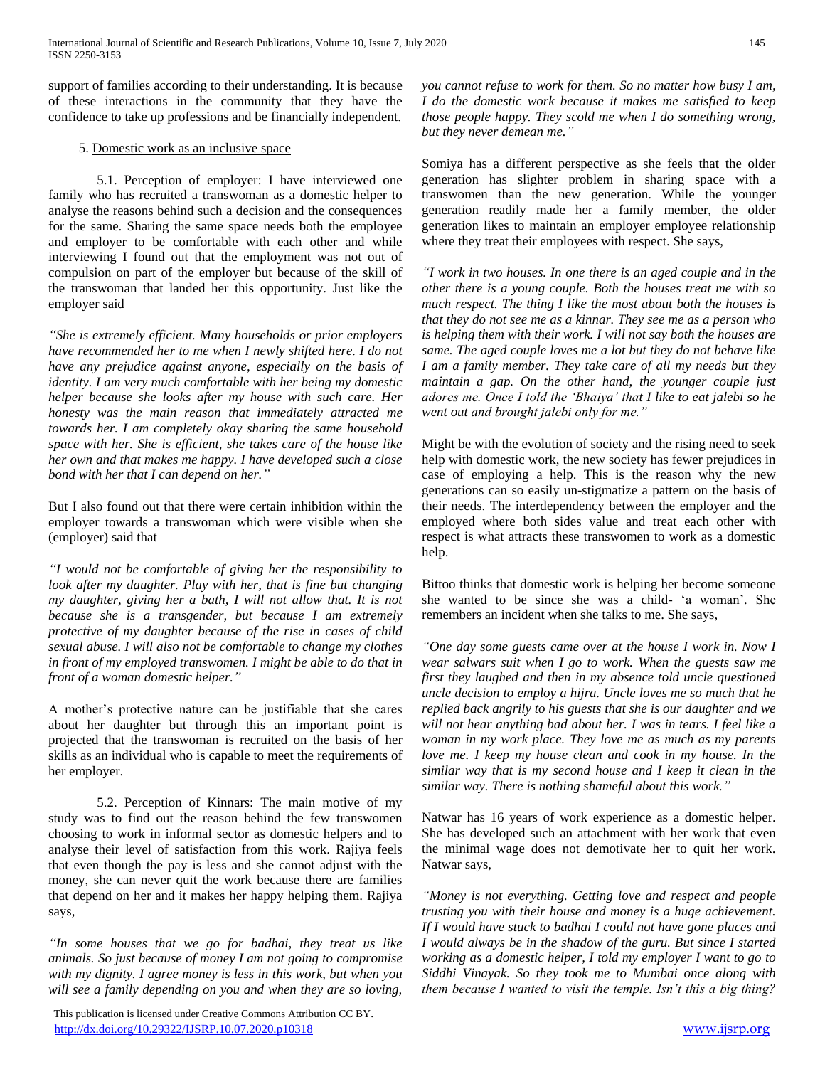support of families according to their understanding. It is because of these interactions in the community that they have the confidence to take up professions and be financially independent.

5. Domestic work as an inclusive space

5.1. Perception of employer: I have interviewed one family who has recruited a transwoman as a domestic helper to analyse the reasons behind such a decision and the consequences for the same. Sharing the same space needs both the employee and employer to be comfortable with each other and while interviewing I found out that the employment was not out of compulsion on part of the employer but because of the skill of the transwoman that landed her this opportunity. Just like the employer said

*"She is extremely efficient. Many households or prior employers have recommended her to me when I newly shifted here. I do not have any prejudice against anyone, especially on the basis of identity. I am very much comfortable with her being my domestic helper because she looks after my house with such care. Her honesty was the main reason that immediately attracted me towards her. I am completely okay sharing the same household space with her. She is efficient, she takes care of the house like her own and that makes me happy. I have developed such a close bond with her that I can depend on her."*

But I also found out that there were certain inhibition within the employer towards a transwoman which were visible when she (employer) said that

*"I would not be comfortable of giving her the responsibility to look after my daughter. Play with her, that is fine but changing my daughter, giving her a bath, I will not allow that. It is not because she is a transgender, but because I am extremely protective of my daughter because of the rise in cases of child sexual abuse. I will also not be comfortable to change my clothes in front of my employed transwomen. I might be able to do that in front of a woman domestic helper."*

A mother's protective nature can be justifiable that she cares about her daughter but through this an important point is projected that the transwoman is recruited on the basis of her skills as an individual who is capable to meet the requirements of her employer.

5.2. Perception of Kinnars: The main motive of my study was to find out the reason behind the few transwomen choosing to work in informal sector as domestic helpers and to analyse their level of satisfaction from this work. Rajiya feels that even though the pay is less and she cannot adjust with the money, she can never quit the work because there are families that depend on her and it makes her happy helping them. Rajiya says,

*"In some houses that we go for badhai, they treat us like animals. So just because of money I am not going to compromise with my dignity. I agree money is less in this work, but when you will see a family depending on you and when they are so loving, you cannot refuse to work for them. So no matter how busy I am, I do the domestic work because it makes me satisfied to keep those people happy. They scold me when I do something wrong, but they never demean me."*

Somiya has a different perspective as she feels that the older generation has slighter problem in sharing space with a transwomen than the new generation. While the younger generation readily made her a family member, the older generation likes to maintain an employer employee relationship where they treat their employees with respect. She says,

*"I work in two houses. In one there is an aged couple and in the other there is a young couple. Both the houses treat me with so much respect. The thing I like the most about both the houses is that they do not see me as a kinnar. They see me as a person who is helping them with their work. I will not say both the houses are same. The aged couple loves me a lot but they do not behave like I am a family member. They take care of all my needs but they maintain a gap. On the other hand, the younger couple just adores me. Once I told the 'Bhaiya' that I like to eat jalebi so he went out and brought jalebi only for me."*

Might be with the evolution of society and the rising need to seek help with domestic work, the new society has fewer prejudices in case of employing a help. This is the reason why the new generations can so easily un-stigmatize a pattern on the basis of their needs. The interdependency between the employer and the employed where both sides value and treat each other with respect is what attracts these transwomen to work as a domestic help.

Bittoo thinks that domestic work is helping her become someone she wanted to be since she was a child- 'a woman'. She remembers an incident when she talks to me. She says,

*"One day some guests came over at the house I work in. Now I wear salwars suit when I go to work. When the guests saw me first they laughed and then in my absence told uncle questioned uncle decision to employ a hijra. Uncle loves me so much that he replied back angrily to his guests that she is our daughter and we will not hear anything bad about her. I was in tears. I feel like a woman in my work place. They love me as much as my parents love me. I keep my house clean and cook in my house. In the similar way that is my second house and I keep it clean in the similar way. There is nothing shameful about this work."*

Natwar has 16 years of work experience as a domestic helper. She has developed such an attachment with her work that even the minimal wage does not demotivate her to quit her work. Natwar says,

*"Money is not everything. Getting love and respect and people trusting you with their house and money is a huge achievement. If I would have stuck to badhai I could not have gone places and I would always be in the shadow of the guru. But since I started working as a domestic helper, I told my employer I want to go to Siddhi Vinayak. So they took me to Mumbai once along with them because I wanted to visit the temple. Isn't this a big thing?*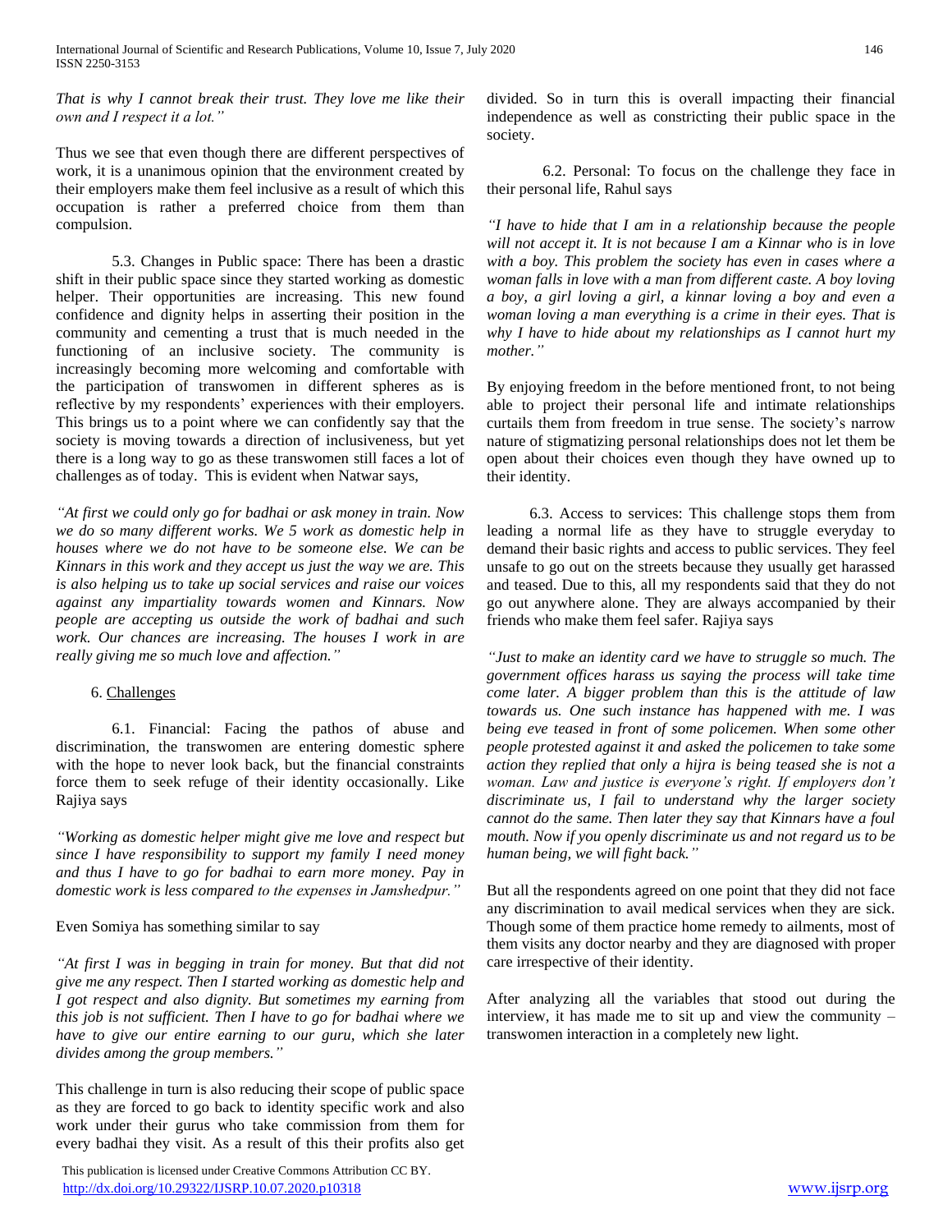*That is why I cannot break their trust. They love me like their own and I respect it a lot."*

Thus we see that even though there are different perspectives of work, it is a unanimous opinion that the environment created by their employers make them feel inclusive as a result of which this occupation is rather a preferred choice from them than compulsion.

5.3. Changes in Public space: There has been a drastic shift in their public space since they started working as domestic helper. Their opportunities are increasing. This new found confidence and dignity helps in asserting their position in the community and cementing a trust that is much needed in the functioning of an inclusive society. The community is increasingly becoming more welcoming and comfortable with the participation of transwomen in different spheres as is reflective by my respondents' experiences with their employers. This brings us to a point where we can confidently say that the society is moving towards a direction of inclusiveness, but yet there is a long way to go as these transwomen still faces a lot of challenges as of today. This is evident when Natwar says,

*"At first we could only go for badhai or ask money in train. Now we do so many different works. We 5 work as domestic help in houses where we do not have to be someone else. We can be Kinnars in this work and they accept us just the way we are. This is also helping us to take up social services and raise our voices against any impartiality towards women and Kinnars. Now people are accepting us outside the work of badhai and such work. Our chances are increasing. The houses I work in are really giving me so much love and affection."*

## 6. Challenges

6.1. Financial: Facing the pathos of abuse and discrimination, the transwomen are entering domestic sphere with the hope to never look back, but the financial constraints force them to seek refuge of their identity occasionally. Like Rajiya says

*"Working as domestic helper might give me love and respect but since I have responsibility to support my family I need money and thus I have to go for badhai to earn more money. Pay in domestic work is less compared to the expenses in Jamshedpur."*

Even Somiya has something similar to say

*"At first I was in begging in train for money. But that did not give me any respect. Then I started working as domestic help and I got respect and also dignity. But sometimes my earning from this job is not sufficient. Then I have to go for badhai where we have to give our entire earning to our guru, which she later divides among the group members."*

This challenge in turn is also reducing their scope of public space as they are forced to go back to identity specific work and also work under their gurus who take commission from them for every badhai they visit. As a result of this their profits also get divided. So in turn this is overall impacting their financial independence as well as constricting their public space in the society.

6.2. Personal: To focus on the challenge they face in their personal life, Rahul says

*"I have to hide that I am in a relationship because the people will not accept it. It is not because I am a Kinnar who is in love with a boy. This problem the society has even in cases where a woman falls in love with a man from different caste. A boy loving a boy, a girl loving a girl, a kinnar loving a boy and even a woman loving a man everything is a crime in their eyes. That is why I have to hide about my relationships as I cannot hurt my mother."*

By enjoying freedom in the before mentioned front, to not being able to project their personal life and intimate relationships curtails them from freedom in true sense. The society's narrow nature of stigmatizing personal relationships does not let them be open about their choices even though they have owned up to their identity.

6.3. Access to services: This challenge stops them from leading a normal life as they have to struggle everyday to demand their basic rights and access to public services. They feel unsafe to go out on the streets because they usually get harassed and teased. Due to this, all my respondents said that they do not go out anywhere alone. They are always accompanied by their friends who make them feel safer. Rajiya says

*"Just to make an identity card we have to struggle so much. The government offices harass us saying the process will take time come later. A bigger problem than this is the attitude of law towards us. One such instance has happened with me. I was being eve teased in front of some policemen. When some other people protested against it and asked the policemen to take some action they replied that only a hijra is being teased she is not a woman. Law and justice is everyone's right. If employers don't discriminate us, I fail to understand why the larger society cannot do the same. Then later they say that Kinnars have a foul mouth. Now if you openly discriminate us and not regard us to be human being, we will fight back."*

But all the respondents agreed on one point that they did not face any discrimination to avail medical services when they are sick. Though some of them practice home remedy to ailments, most of them visits any doctor nearby and they are diagnosed with proper care irrespective of their identity.

After analyzing all the variables that stood out during the interview, it has made me to sit up and view the community – transwomen interaction in a completely new light.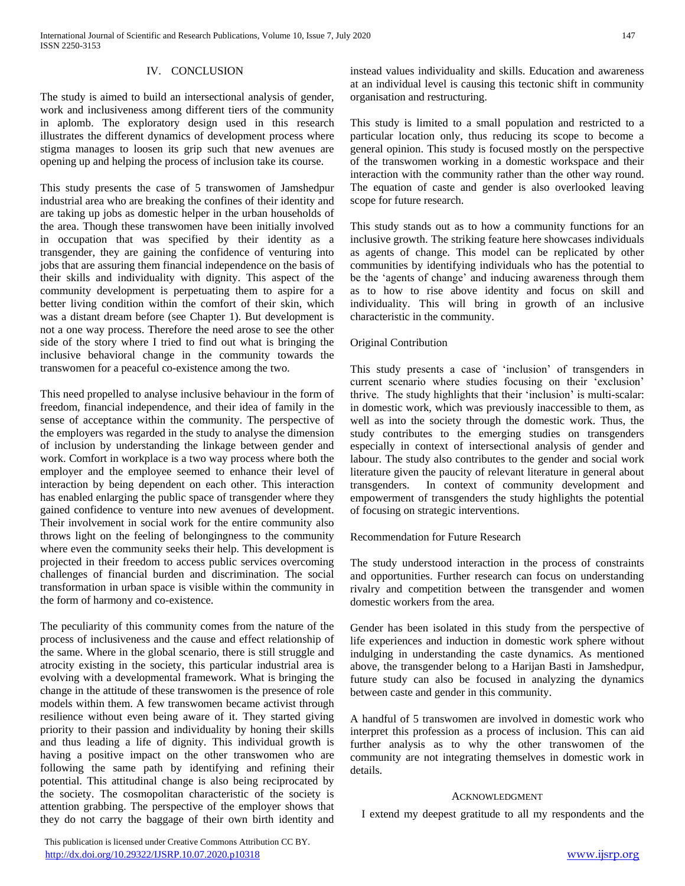## IV. CONCLUSION

The study is aimed to build an intersectional analysis of gender, work and inclusiveness among different tiers of the community in aplomb. The exploratory design used in this research illustrates the different dynamics of development process where stigma manages to loosen its grip such that new avenues are opening up and helping the process of inclusion take its course.

This study presents the case of 5 transwomen of Jamshedpur industrial area who are breaking the confines of their identity and are taking up jobs as domestic helper in the urban households of the area. Though these transwomen have been initially involved in occupation that was specified by their identity as a transgender, they are gaining the confidence of venturing into jobs that are assuring them financial independence on the basis of their skills and individuality with dignity. This aspect of the community development is perpetuating them to aspire for a better living condition within the comfort of their skin, which was a distant dream before (see Chapter 1). But development is not a one way process. Therefore the need arose to see the other side of the story where I tried to find out what is bringing the inclusive behavioral change in the community towards the transwomen for a peaceful co-existence among the two.

This need propelled to analyse inclusive behaviour in the form of freedom, financial independence, and their idea of family in the sense of acceptance within the community. The perspective of the employers was regarded in the study to analyse the dimension of inclusion by understanding the linkage between gender and work. Comfort in workplace is a two way process where both the employer and the employee seemed to enhance their level of interaction by being dependent on each other. This interaction has enabled enlarging the public space of transgender where they gained confidence to venture into new avenues of development. Their involvement in social work for the entire community also throws light on the feeling of belongingness to the community where even the community seeks their help. This development is projected in their freedom to access public services overcoming challenges of financial burden and discrimination. The social transformation in urban space is visible within the community in the form of harmony and co-existence.

The peculiarity of this community comes from the nature of the process of inclusiveness and the cause and effect relationship of the same. Where in the global scenario, there is still struggle and atrocity existing in the society, this particular industrial area is evolving with a developmental framework. What is bringing the change in the attitude of these transwomen is the presence of role models within them. A few transwomen became activist through resilience without even being aware of it. They started giving priority to their passion and individuality by honing their skills and thus leading a life of dignity. This individual growth is having a positive impact on the other transwomen who are following the same path by identifying and refining their potential. This attitudinal change is also being reciprocated by the society. The cosmopolitan characteristic of the society is attention grabbing. The perspective of the employer shows that they do not carry the baggage of their own birth identity and instead values individuality and skills. Education and awareness at an individual level is causing this tectonic shift in community organisation and restructuring.

This study is limited to a small population and restricted to a particular location only, thus reducing its scope to become a general opinion. This study is focused mostly on the perspective of the transwomen working in a domestic workspace and their interaction with the community rather than the other way round. The equation of caste and gender is also overlooked leaving scope for future research.

This study stands out as to how a community functions for an inclusive growth. The striking feature here showcases individuals as agents of change. This model can be replicated by other communities by identifying individuals who has the potential to be the 'agents of change' and inducing awareness through them as to how to rise above identity and focus on skill and individuality. This will bring in growth of an inclusive characteristic in the community.

### Original Contribution

This study presents a case of 'inclusion' of transgenders in current scenario where studies focusing on their 'exclusion' thrive. The study highlights that their 'inclusion' is multi-scalar: in domestic work, which was previously inaccessible to them, as well as into the society through the domestic work. Thus, the study contributes to the emerging studies on transgenders especially in context of intersectional analysis of gender and labour. The study also contributes to the gender and social work literature given the paucity of relevant literature in general about transgenders. In context of community development and empowerment of transgenders the study highlights the potential of focusing on strategic interventions.

### Recommendation for Future Research

The study understood interaction in the process of constraints and opportunities. Further research can focus on understanding rivalry and competition between the transgender and women domestic workers from the area.

Gender has been isolated in this study from the perspective of life experiences and induction in domestic work sphere without indulging in understanding the caste dynamics. As mentioned above, the transgender belong to a Harijan Basti in Jamshedpur, future study can also be focused in analyzing the dynamics between caste and gender in this community.

A handful of 5 transwomen are involved in domestic work who interpret this profession as a process of inclusion. This can aid further analysis as to why the other transwomen of the community are not integrating themselves in domestic work in details.

## ACKNOWLEDGMENT

I extend my deepest gratitude to all my respondents and the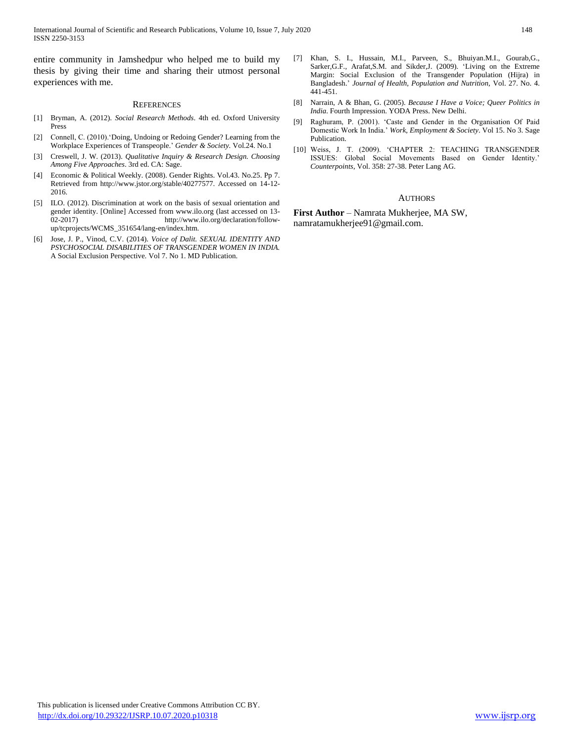entire community in Jamshedpur who helped me to build my thesis by giving their time and sharing their utmost personal experiences with me.

## References

[1] Bryman, A. (2012). *Social Research Methods*. 4th ed. Oxford University Press

[2] Connell, C. (2010).'Doing, Undoing or Redoing Gender? Learning from the Workplace Experiences of Transpeople.' *Gender & Society.* Vol.24. No.1

[3] Creswell, J. W. (2013). *Qualitative Inquiry & Research Design. Choosing Among Five Approaches*. 3rd ed. CA: Sage.

[4] Economic & Political Weekly. (2008). Gender Rights. Vol.43. No.25. Pp 7. Retrieved from http://www.jstor.org/stable/40277577. Accessed on 14-12-2016.

[5] ILO. (2012). Discrimination at work on the basis of sexual orientation and gender identity. [Online] Accessed from www.ilo.org (last accessed on 13-02-2017) http://www.ilo.org/declaration/follow-up/tcprojects/WCMS_351654/lang-en/index.htm.

[6] Jose, J. P., Vinod, C.V. (2014). *Voice of Dalit. SEXUAL IDENTITY AND PSYCHOSOCIAL DISABILITIES OF TRANSGENDER WOMEN IN INDIA.* A Social Exclusion Perspective. Vol 7. No 1. MD Publication.

[7] Khan, S. I., Hussain, M.I., Parveen, S., Bhuiyan.M.I., Gourab,G., Sarker,G.F., Arafat,S.M. and Sikder,J. (2009). 'Living on the Extreme Margin: Social Exclusion of the Transgender Population (Hijra) in Bangladesh.' *Journal of Health, Population and Nutrition*, Vol. 27. No. 4. 441-451.

[8] Narrain, A & Bhan, G. (2005). *Because I Have a Voice; Queer Politics in India*. Fourth Impression. YODA Press. New Delhi.

[9] Raghuram, P. (2001). 'Caste and Gender in the Organisation Of Paid Domestic Work In India.' *Work, Employment & Society*. Vol 15. No 3. Sage Publication.

[10] Weiss, J. T. (2009). 'CHAPTER 2: TEACHING TRANSGENDER ISSUES: Global Social Movements Based on Gender Identity.' *Counterpoints*, Vol. 358: 27-38. Peter Lang AG.

## Authors

**First Author** – Namrata Mukherjee, MA SW, namratamukherjee91@gmail.com.